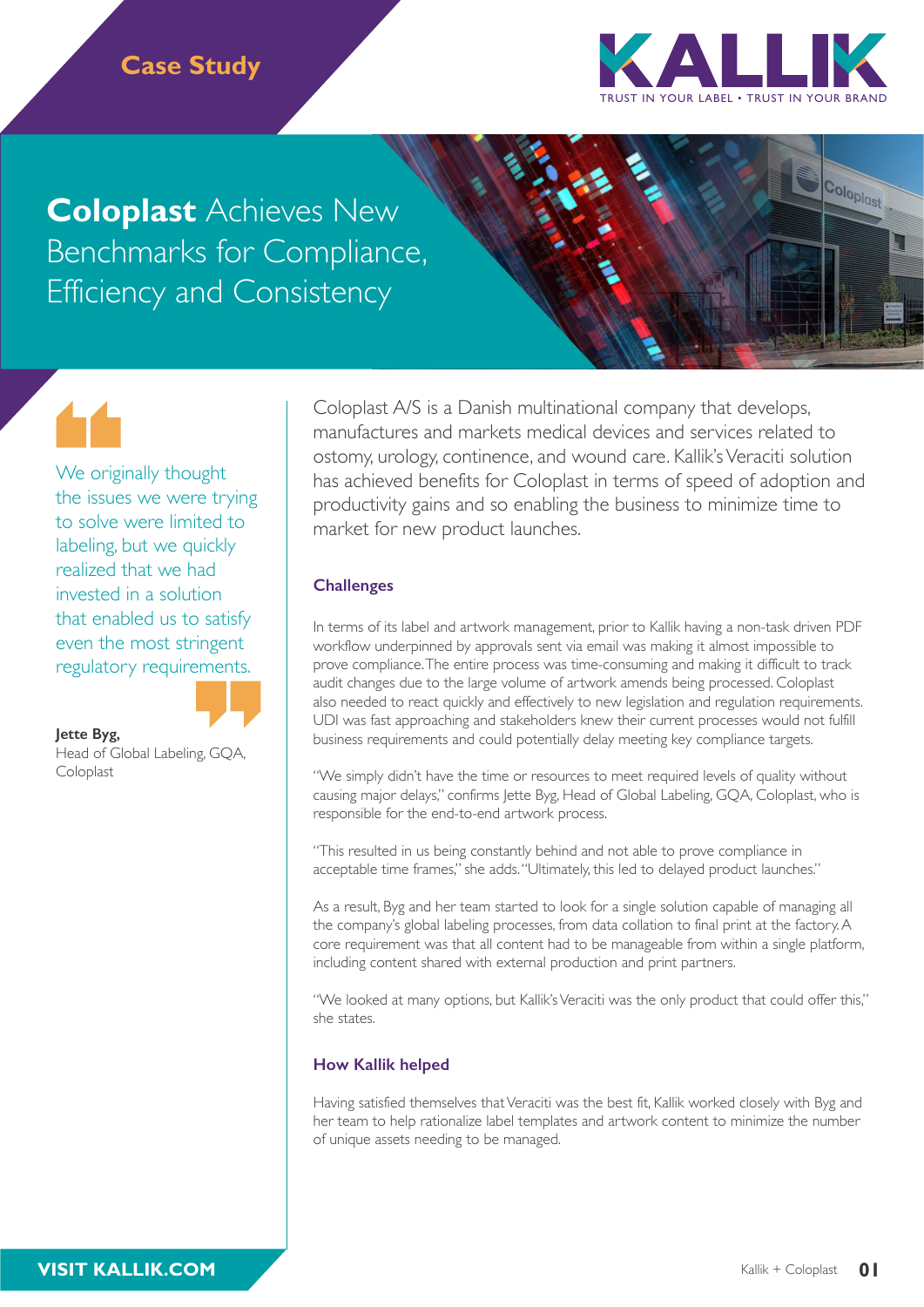Case Study

KALLIK

TRUST IN YOUR LABEL • TRUST IN YOUR BRAND

# **Coloplast** Achieves New Benchmarks for Compliance, Efficiency and Consistency

> We originally thought the issues we were trying to solve were limited to labeling, but we quickly realized that we had invested in a solution that enabled us to satisfy even the most stringent regulatory requirements.
>
> **Jette Byg,**
> Head of Global Labeling, GQA, Coloplast

Coloplast A/S is a Danish multinational company that develops, manufactures and markets medical devices and services related to ostomy, urology, continence, and wound care. Kallik's Veraciti solution has achieved benefits for Coloplast in terms of speed of adoption and productivity gains and so enabling the business to minimize time to market for new product launches.

## Challenges

In terms of its label and artwork management, prior to Kallik having a non-task driven PDF workflow underpinned by approvals sent via email was making it almost impossible to prove compliance. The entire process was time-consuming and making it difficult to track audit changes due to the large volume of artwork amends being processed. Coloplast also needed to react quickly and effectively to new legislation and regulation requirements. UDI was fast approaching and stakeholders knew their current processes would not fulfill business requirements and could potentially delay meeting key compliance targets.

"We simply didn't have the time or resources to meet required levels of quality without causing major delays," confirms Jette Byg, Head of Global Labeling, GQA, Coloplast, who is responsible for the end-to-end artwork process.

"This resulted in us being constantly behind and not able to prove compliance in acceptable time frames," she adds. "Ultimately, this led to delayed product launches."

As a result, Byg and her team started to look for a single solution capable of managing all the company's global labeling processes, from data collation to final print at the factory. A core requirement was that all content had to be manageable from within a single platform, including content shared with external production and print partners.

"We looked at many options, but Kallik's Veraciti was the only product that could offer this," she states.

## How Kallik helped

Having satisfied themselves that Veraciti was the best fit, Kallik worked closely with Byg and her team to help rationalize label templates and artwork content to minimize the number of unique assets needing to be managed.

**VISIT KALLIK.COM**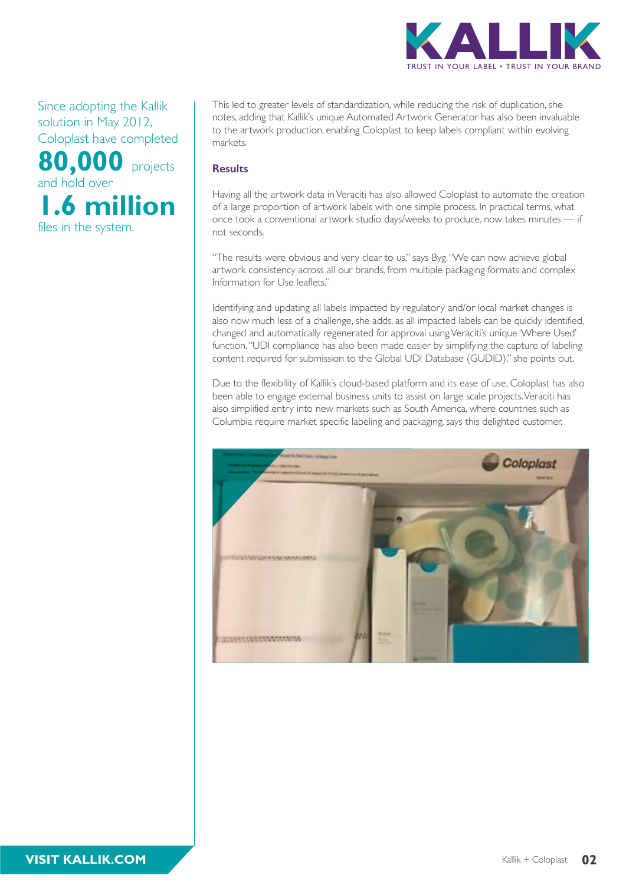Since adopting the Kallik solution in May 2012, Coloplast have completed **80,000** projects and hold over **1.6 million** files in the system.

This led to greater levels of standardization, while reducing the risk of duplication, she notes, adding that Kallik's unique Automated Artwork Generator has also been invaluable to the artwork production, enabling Coloplast to keep labels compliant within evolving markets.

## Results

Having all the artwork data in Veraciti has also allowed Coloplast to automate the creation of a large proportion of artwork labels with one simple process. In practical terms, what once took a conventional artwork studio days/weeks to produce, now takes minutes — if not seconds.

"The results were obvious and very clear to us," says Byg. "We can now achieve global artwork consistency across all our brands, from multiple packaging formats and complex Information for Use leaflets."

Identifying and updating all labels impacted by regulatory and/or local market changes is also now much less of a challenge, she adds, as all impacted labels can be quickly identified, changed and automatically regenerated for approval using Veraciti's unique 'Where Used' function. "UDI compliance has also been made easier by simplifying the capture of labeling content required for submission to the Global UDI Database (GUDID)," she points out.

Due to the flexibility of Kallik's cloud-based platform and its ease of use, Coloplast has also been able to engage external business units to assist on large scale projects. Veraciti has also simplified entry into new markets such as South America, where countries such as Columbia require market specific labeling and packaging, says this delighted customer.

VISIT KALLIK.COM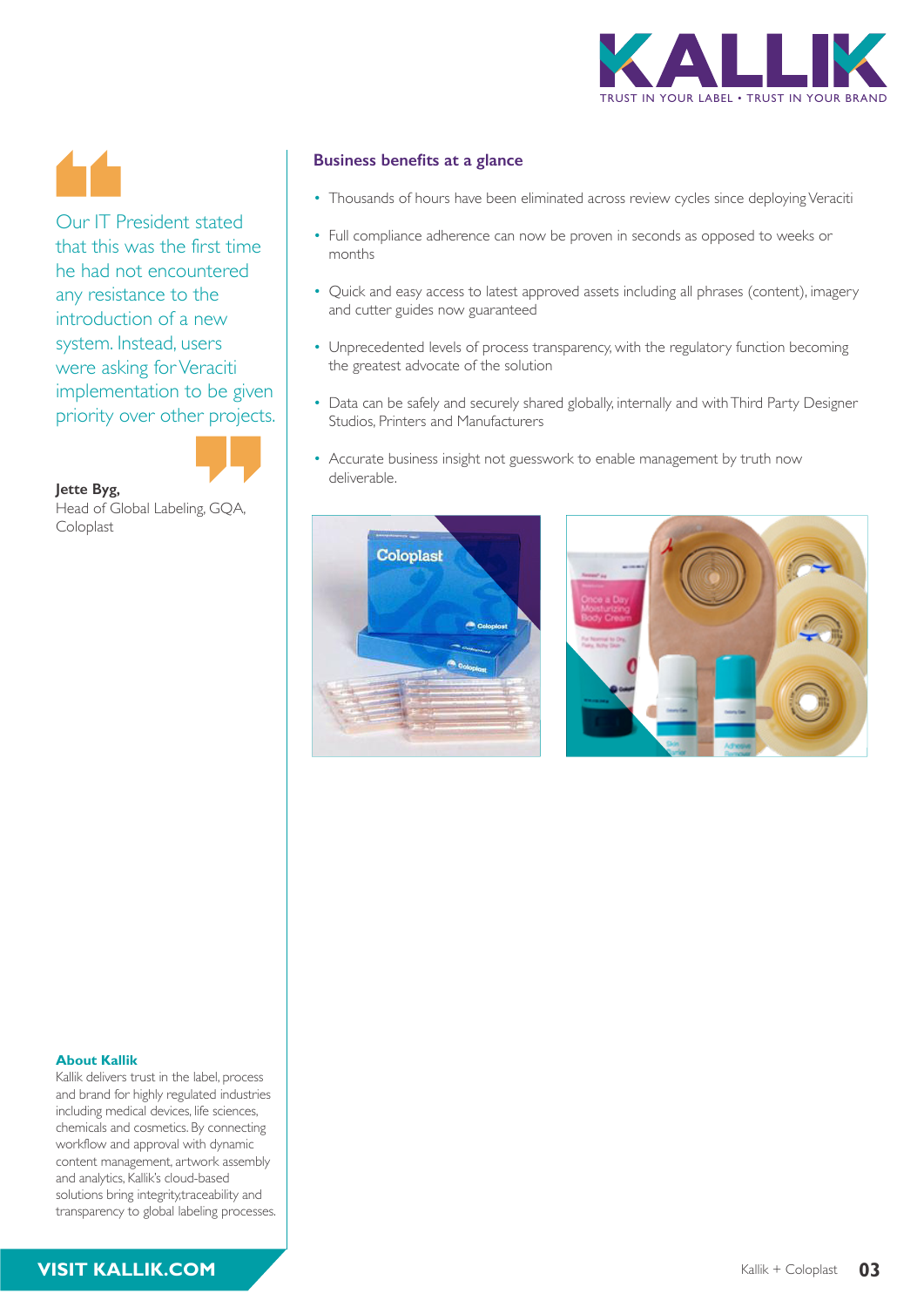> Our IT President stated that this was the first time he had not encountered any resistance to the introduction of a new system. Instead, users were asking for Veraciti implementation to be given priority over other projects.

**Jette Byg,**
Head of Global Labeling, GQA, Coloplast

## Business benefits at a glance

- Thousands of hours have been eliminated across review cycles since deploying Veraciti
- Full compliance adherence can now be proven in seconds as opposed to weeks or months
- Quick and easy access to latest approved assets including all phrases (content), imagery and cutter guides now guaranteed
- Unprecedented levels of process transparency, with the regulatory function becoming the greatest advocate of the solution
- Data can be safely and securely shared globally, internally and with Third Party Designer Studios, Printers and Manufacturers
- Accurate business insight not guesswork to enable management by truth now deliverable.

### About Kallik

Kallik delivers trust in the label, process and brand for highly regulated industries including medical devices, life sciences, chemicals and cosmetics. By connecting workflow and approval with dynamic content management, artwork assembly and analytics, Kallik's cloud-based solutions bring integrity,traceability and transparency to global labeling processes.

**VISIT KALLIK.COM**